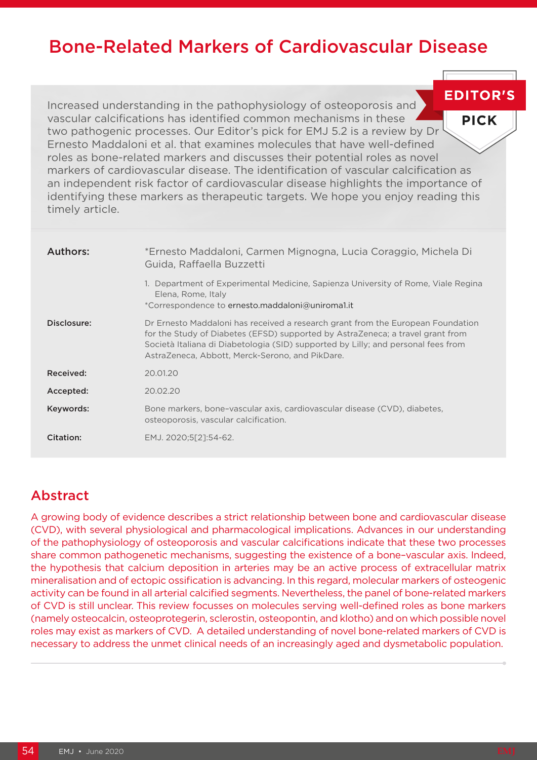# Bone-Related Markers of Cardiovascular Disease

EDITOR'S PICK

Increased understanding in the pathophysiology of osteoporosis and vascular calcifications has identified common mechanisms in these two pathogenic processes. Our Editor's pick for EMJ 5.2 is a review by Dr Ernesto Maddaloni et al. that examines molecules that have well-defined roles as bone-related markers and discusses their potential roles as novel markers of cardiovascular disease. The identification of vascular calcification as an independent risk factor of cardiovascular disease highlights the importance of identifying these markers as therapeutic targets. We hope you enjoy reading this timely article.

**Authors:** *Ernesto Maddaloni, Carmen Mignogna, Lucia Coraggio, Michela Di Guida, Raffaella Buzzetti

1. Department of Experimental Medicine, Sapienza University of Rome, Viale Regina Elena, Rome, Italy

*Correspondence to ernesto.maddaloni@uniroma1.it

**Disclosure:** Dr Ernesto Maddaloni has received a research grant from the European Foundation for the Study of Diabetes (EFSD) supported by AstraZeneca; a travel grant from Società Italiana di Diabetologia (SID) supported by Lilly; and personal fees from AstraZeneca, Abbott, Merck-Serono, and PikDare.

**Received:** 20.01.20

**Accepted:** 20.02.20

**Keywords:** Bone markers, bone–vascular axis, cardiovascular disease (CVD), diabetes, osteoporosis, vascular calcification.

**Citation:** EMJ. 2020;5[2]:54-62.

## Abstract

A growing body of evidence describes a strict relationship between bone and cardiovascular disease (CVD), with several physiological and pharmacological implications. Advances in our understanding of the pathophysiology of osteoporosis and vascular calcifications indicate that these two processes share common pathogenetic mechanisms, suggesting the existence of a bone–vascular axis. Indeed, the hypothesis that calcium deposition in arteries may be an active process of extracellular matrix mineralisation and of ectopic ossification is advancing. In this regard, molecular markers of osteogenic activity can be found in all arterial calcified segments. Nevertheless, the panel of bone-related markers of CVD is still unclear. This review focusses on molecules serving well-defined roles as bone markers (namely osteocalcin, osteoprotegerin, sclerostin, osteopontin, and klotho) and on which possible novel roles may exist as markers of CVD. A detailed understanding of novel bone-related markers of CVD is necessary to address the unmet clinical needs of an increasingly aged and dysmetabolic population.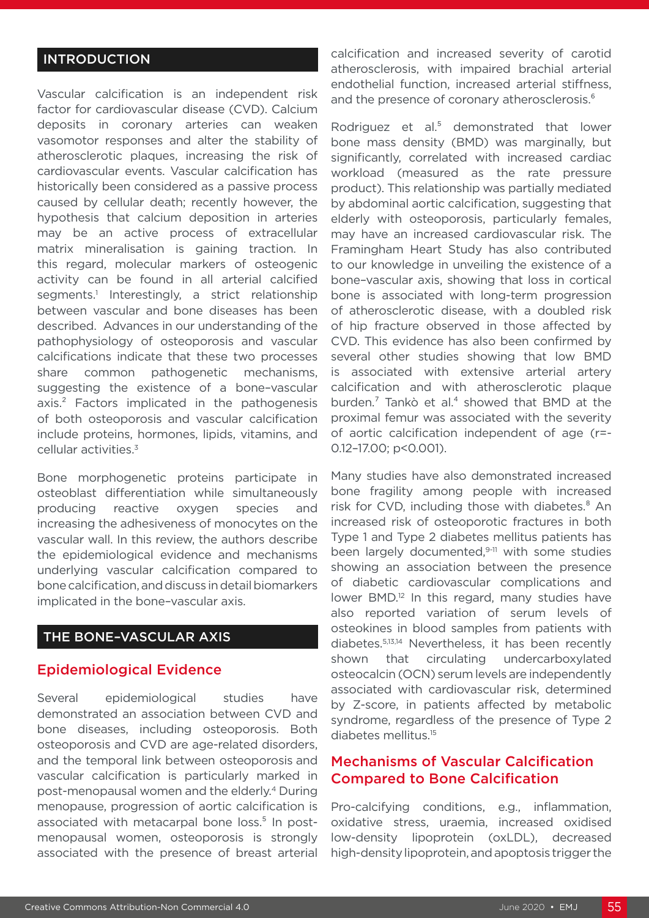## INTRODUCTION

Vascular calcification is an independent risk factor for cardiovascular disease (CVD). Calcium deposits in coronary arteries can weaken vasomotor responses and alter the stability of atherosclerotic plaques, increasing the risk of cardiovascular events. Vascular calcification has historically been considered as a passive process caused by cellular death; recently however, the hypothesis that calcium deposition in arteries may be an active process of extracellular matrix mineralisation is gaining traction. In this regard, molecular markers of osteogenic activity can be found in all arterial calcified segments.[1] Interestingly, a strict relationship between vascular and bone diseases has been described. Advances in our understanding of the pathophysiology of osteoporosis and vascular calcifications indicate that these two processes share common pathogenetic mechanisms, suggesting the existence of a bone–vascular axis.[2] Factors implicated in the pathogenesis of both osteoporosis and vascular calcification include proteins, hormones, lipids, vitamins, and cellular activities.[3]

Bone morphogenetic proteins participate in osteoblast differentiation while simultaneously producing reactive oxygen species and increasing the adhesiveness of monocytes on the vascular wall. In this review, the authors describe the epidemiological evidence and mechanisms underlying vascular calcification compared to bone calcification, and discuss in detail biomarkers implicated in the bone–vascular axis.

## THE BONE–VASCULAR AXIS

### Epidemiological Evidence

Several epidemiological studies have demonstrated an association between CVD and bone diseases, including osteoporosis. Both osteoporosis and CVD are age-related disorders, and the temporal link between osteoporosis and vascular calcification is particularly marked in post-menopausal women and the elderly.[4] During menopause, progression of aortic calcification is associated with metacarpal bone loss.[5] In post-menopausal women, osteoporosis is strongly associated with the presence of breast arterial calcification and increased severity of carotid atherosclerosis, with impaired brachial arterial endothelial function, increased arterial stiffness, and the presence of coronary atherosclerosis.[6]

Rodriguez et al.[5] demonstrated that lower bone mass density (BMD) was marginally, but significantly, correlated with increased cardiac workload (measured as the rate pressure product). This relationship was partially mediated by abdominal aortic calcification, suggesting that elderly with osteoporosis, particularly females, may have an increased cardiovascular risk. The Framingham Heart Study has also contributed to our knowledge in unveiling the existence of a bone–vascular axis, showing that loss in cortical bone is associated with long-term progression of atherosclerotic disease, with a doubled risk of hip fracture observed in those affected by CVD. This evidence has also been confirmed by several other studies showing that low BMD is associated with extensive arterial artery calcification and with atherosclerotic plaque burden.[7] Tankò et al.[4] showed that BMD at the proximal femur was associated with the severity of aortic calcification independent of age (r=-0.12–17.00; p<0.001).

Many studies have also demonstrated increased bone fragility among people with increased risk for CVD, including those with diabetes.[8] An increased risk of osteoporotic fractures in both Type 1 and Type 2 diabetes mellitus patients has been largely documented,[9-11] with some studies showing an association between the presence of diabetic cardiovascular complications and lower BMD.[12] In this regard, many studies have also reported variation of serum levels of osteokines in blood samples from patients with diabetes.[5,13,14] Nevertheless, it has been recently shown that circulating undercarboxylated osteocalcin (OCN) serum levels are independently associated with cardiovascular risk, determined by Z-score, in patients affected by metabolic syndrome, regardless of the presence of Type 2 diabetes mellitus.[15]

### Mechanisms of Vascular Calcification Compared to Bone Calcification

Pro-calcifying conditions, e.g., inflammation, oxidative stress, uraemia, increased oxidised low-density lipoprotein (oxLDL), decreased high-density lipoprotein, and apoptosis trigger the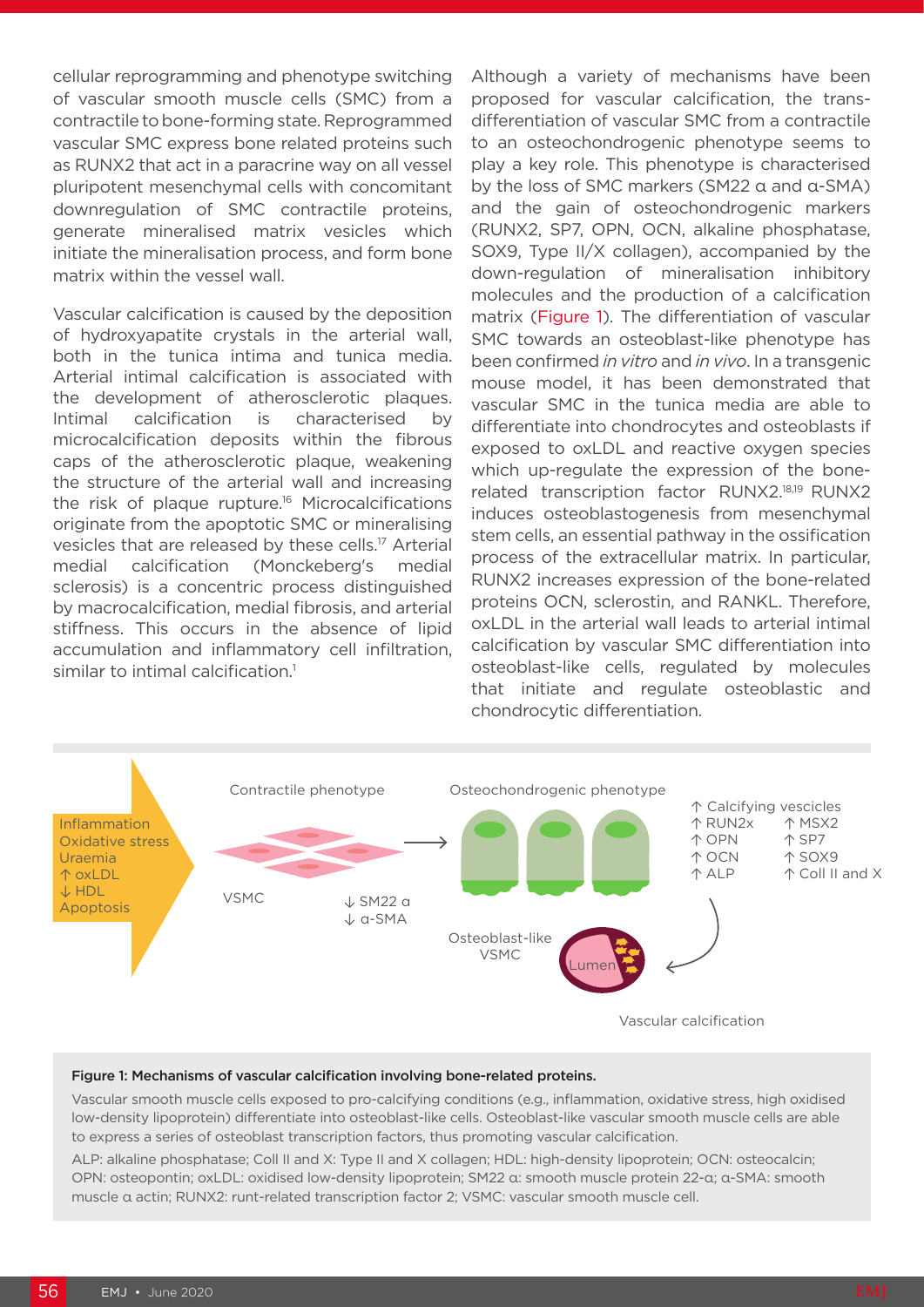cellular reprogramming and phenotype switching of vascular smooth muscle cells (SMC) from a contractile to bone-forming state. Reprogrammed vascular SMC express bone related proteins such as RUNX2 that act in a paracrine way on all vessel pluripotent mesenchymal cells with concomitant downregulation of SMC contractile proteins, generate mineralised matrix vesicles which initiate the mineralisation process, and form bone matrix within the vessel wall.

Vascular calcification is caused by the deposition of hydroxyapatite crystals in the arterial wall, both in the tunica intima and tunica media. Arterial intimal calcification is associated with the development of atherosclerotic plaques. Intimal calcification is characterised by microcalcification deposits within the fibrous caps of the atherosclerotic plaque, weakening the structure of the arterial wall and increasing the risk of plaque rupture.[16] Microcalcifications originate from the apoptotic SMC or mineralising vesicles that are released by these cells.[17] Arterial medial calcification (Monckeberg's medial sclerosis) is a concentric process distinguished by macrocalcification, medial fibrosis, and arterial stiffness. This occurs in the absence of lipid accumulation and inflammatory cell infiltration, similar to intimal calcification.[1]

Although a variety of mechanisms have been proposed for vascular calcification, the trans-differentiation of vascular SMC from a contractile to an osteochondrogenic phenotype seems to play a key role. This phenotype is characterised by the loss of SMC markers (SM22 α and α-SMA) and the gain of osteochondrogenic markers (RUNX2, SP7, OPN, OCN, alkaline phosphatase, SOX9, Type II/X collagen), accompanied by the down-regulation of mineralisation inhibitory molecules and the production of a calcification matrix (Figure 1). The differentiation of vascular SMC towards an osteoblast-like phenotype has been confirmed *in vitro* and *in vivo*. In a transgenic mouse model, it has been demonstrated that vascular SMC in the tunica media are able to differentiate into chondrocytes and osteoblasts if exposed to oxLDL and reactive oxygen species which up-regulate the expression of the bone-related transcription factor RUNX2.[18,19] RUNX2 induces osteoblastogenesis from mesenchymal stem cells, an essential pathway in the ossification process of the extracellular matrix. In particular, RUNX2 increases expression of the bone-related proteins OCN, sclerostin, and RANKL. Therefore, oxLDL in the arterial wall leads to arterial intimal calcification by vascular SMC differentiation into osteoblast-like cells, regulated by molecules that initiate and regulate osteoblastic and chondrocytic differentiation.

**Figure 1: Mechanisms of vascular calcification involving bone-related proteins.**

Vascular smooth muscle cells exposed to pro-calcifying conditions (e.g., inflammation, oxidative stress, high oxidised low-density lipoprotein) differentiate into osteoblast-like cells. Osteoblast-like vascular smooth muscle cells are able to express a series of osteoblast transcription factors, thus promoting vascular calcification.

ALP: alkaline phosphatase; Coll II and X: Type II and X collagen; HDL: high-density lipoprotein; OCN: osteocalcin; OPN: osteopontin; oxLDL: oxidised low-density lipoprotein; SM22 α: smooth muscle protein 22-α; α-SMA: smooth muscle α actin; RUNX2: runt-related transcription factor 2; VSMC: vascular smooth muscle cell.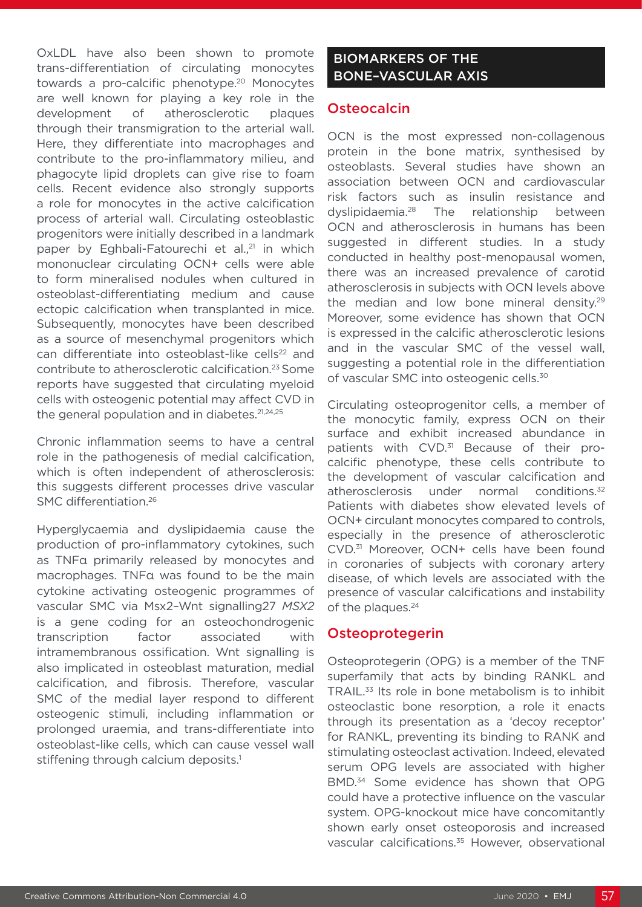OxLDL have also been shown to promote trans-differentiation of circulating monocytes towards a pro-calcific phenotype.[20] Monocytes are well known for playing a key role in the development of atherosclerotic plaques through their transmigration to the arterial wall. Here, they differentiate into macrophages and contribute to the pro-inflammatory milieu, and phagocyte lipid droplets can give rise to foam cells. Recent evidence also strongly supports a role for monocytes in the active calcification process of arterial wall. Circulating osteoblastic progenitors were initially described in a landmark paper by Eghbali-Fatourechi et al.,[21] in which mononuclear circulating OCN+ cells were able to form mineralised nodules when cultured in osteoblast-differentiating medium and cause ectopic calcification when transplanted in mice. Subsequently, monocytes have been described as a source of mesenchymal progenitors which can differentiate into osteoblast-like cells[22] and contribute to atherosclerotic calcification.[23] Some reports have suggested that circulating myeloid cells with osteogenic potential may affect CVD in the general population and in diabetes.[21,24,25]

Chronic inflammation seems to have a central role in the pathogenesis of medial calcification, which is often independent of atherosclerosis: this suggests different processes drive vascular SMC differentiation.[26]

Hyperglycaemia and dyslipidaemia cause the production of pro-inflammatory cytokines, such as TNFα primarily released by monocytes and macrophages. TNFα was found to be the main cytokine activating osteogenic programmes of vascular SMC via Msx2–Wnt signalling27 *MSX2* is a gene coding for an osteochondrogenic transcription factor associated with intramembranous ossification. Wnt signalling is also implicated in osteoblast maturation, medial calcification, and fibrosis. Therefore, vascular SMC of the medial layer respond to different osteogenic stimuli, including inflammation or prolonged uraemia, and trans-differentiate into osteoblast-like cells, which can cause vessel wall stiffening through calcium deposits.[1]

## BIOMARKERS OF THE BONE–VASCULAR AXIS

### Osteocalcin

OCN is the most expressed non-collagenous protein in the bone matrix, synthesised by osteoblasts. Several studies have shown an association between OCN and cardiovascular risk factors such as insulin resistance and dyslipidaemia.[28] The relationship between OCN and atherosclerosis in humans has been suggested in different studies. In a study conducted in healthy post-menopausal women, there was an increased prevalence of carotid atherosclerosis in subjects with OCN levels above the median and low bone mineral density.[29] Moreover, some evidence has shown that OCN is expressed in the calcific atherosclerotic lesions and in the vascular SMC of the vessel wall, suggesting a potential role in the differentiation of vascular SMC into osteogenic cells.[30]

Circulating osteoprogenitor cells, a member of the monocytic family, express OCN on their surface and exhibit increased abundance in patients with CVD.[31] Because of their pro-calcific phenotype, these cells contribute to the development of vascular calcification and atherosclerosis under normal conditions.[32] Patients with diabetes show elevated levels of OCN+ circulant monocytes compared to controls, especially in the presence of atherosclerotic CVD.[31] Moreover, OCN+ cells have been found in coronaries of subjects with coronary artery disease, of which levels are associated with the presence of vascular calcifications and instability of the plaques.[24]

### Osteoprotegerin

Osteoprotegerin (OPG) is a member of the TNF superfamily that acts by binding RANKL and TRAIL.[33] Its role in bone metabolism is to inhibit osteoclastic bone resorption, a role it enacts through its presentation as a 'decoy receptor' for RANKL, preventing its binding to RANK and stimulating osteoclast activation. Indeed, elevated serum OPG levels are associated with higher BMD.[34] Some evidence has shown that OPG could have a protective influence on the vascular system. OPG-knockout mice have concomitantly shown early onset osteoporosis and increased vascular calcifications.[35] However, observational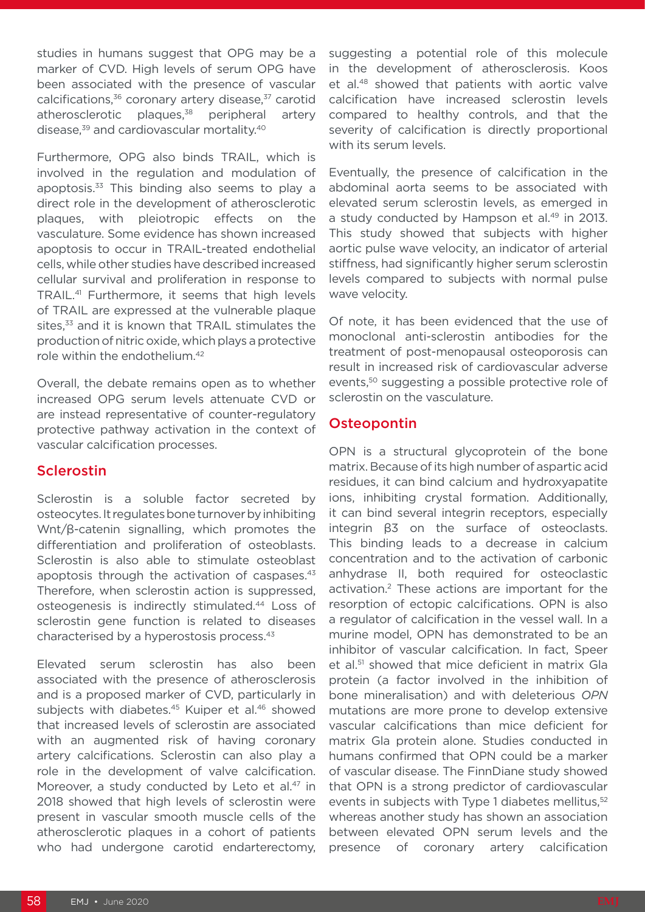studies in humans suggest that OPG may be a marker of CVD. High levels of serum OPG have been associated with the presence of vascular calcifications,[36] coronary artery disease,[37] carotid atherosclerotic plaques,[38] peripheral artery disease,[39] and cardiovascular mortality.[40]

Furthermore, OPG also binds TRAIL, which is involved in the regulation and modulation of apoptosis.[33] This binding also seems to play a direct role in the development of atherosclerotic plaques, with pleiotropic effects on the vasculature. Some evidence has shown increased apoptosis to occur in TRAIL-treated endothelial cells, while other studies have described increased cellular survival and proliferation in response to TRAIL.[41] Furthermore, it seems that high levels of TRAIL are expressed at the vulnerable plaque sites,[33] and it is known that TRAIL stimulates the production of nitric oxide, which plays a protective role within the endothelium.[42]

Overall, the debate remains open as to whether increased OPG serum levels attenuate CVD or are instead representative of counter-regulatory protective pathway activation in the context of vascular calcification processes.

## Sclerostin

Sclerostin is a soluble factor secreted by osteocytes. It regulates bone turnover by inhibiting Wnt/β-catenin signalling, which promotes the differentiation and proliferation of osteoblasts. Sclerostin is also able to stimulate osteoblast apoptosis through the activation of caspases.[43] Therefore, when sclerostin action is suppressed, osteogenesis is indirectly stimulated.[44] Loss of sclerostin gene function is related to diseases characterised by a hyperostosis process.[43]

Elevated serum sclerostin has also been associated with the presence of atherosclerosis and is a proposed marker of CVD, particularly in subjects with diabetes.[45] Kuiper et al.[46] showed that increased levels of sclerostin are associated with an augmented risk of having coronary artery calcifications. Sclerostin can also play a role in the development of valve calcification. Moreover, a study conducted by Leto et al.[47] in 2018 showed that high levels of sclerostin were present in vascular smooth muscle cells of the atherosclerotic plaques in a cohort of patients who had undergone carotid endarterectomy, suggesting a potential role of this molecule in the development of atherosclerosis. Koos et al.[48] showed that patients with aortic valve calcification have increased sclerostin levels compared to healthy controls, and that the severity of calcification is directly proportional with its serum levels.

Eventually, the presence of calcification in the abdominal aorta seems to be associated with elevated serum sclerostin levels, as emerged in a study conducted by Hampson et al.[49] in 2013. This study showed that subjects with higher aortic pulse wave velocity, an indicator of arterial stiffness, had significantly higher serum sclerostin levels compared to subjects with normal pulse wave velocity.

Of note, it has been evidenced that the use of monoclonal anti-sclerostin antibodies for the treatment of post-menopausal osteoporosis can result in increased risk of cardiovascular adverse events,[50] suggesting a possible protective role of sclerostin on the vasculature.

## Osteopontin

OPN is a structural glycoprotein of the bone matrix. Because of its high number of aspartic acid residues, it can bind calcium and hydroxyapatite ions, inhibiting crystal formation. Additionally, it can bind several integrin receptors, especially integrin β3 on the surface of osteoclasts. This binding leads to a decrease in calcium concentration and to the activation of carbonic anhydrase II, both required for osteoclastic activation.[2] These actions are important for the resorption of ectopic calcifications. OPN is also a regulator of calcification in the vessel wall. In a murine model, OPN has demonstrated to be an inhibitor of vascular calcification. In fact, Speer et al.[51] showed that mice deficient in matrix Gla protein (a factor involved in the inhibition of bone mineralisation) and with deleterious *OPN* mutations are more prone to develop extensive vascular calcifications than mice deficient for matrix Gla protein alone. Studies conducted in humans confirmed that OPN could be a marker of vascular disease. The FinnDiane study showed that OPN is a strong predictor of cardiovascular events in subjects with Type 1 diabetes mellitus,[52] whereas another study has shown an association between elevated OPN serum levels and the presence of coronary artery calcification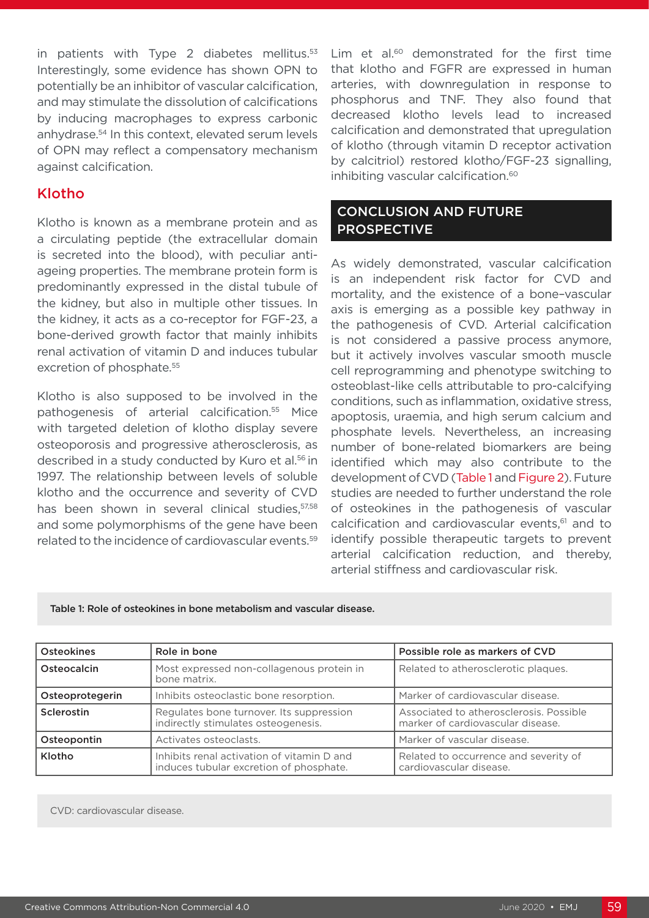in patients with Type 2 diabetes mellitus.[53] Interestingly, some evidence has shown OPN to potentially be an inhibitor of vascular calcification, and may stimulate the dissolution of calcifications by inducing macrophages to express carbonic anhydrase.[54] In this context, elevated serum levels of OPN may reflect a compensatory mechanism against calcification.

### Klotho

Klotho is known as a membrane protein and as a circulating peptide (the extracellular domain is secreted into the blood), with peculiar anti-ageing properties. The membrane protein form is predominantly expressed in the distal tubule of the kidney, but also in multiple other tissues. In the kidney, it acts as a co-receptor for FGF-23, a bone-derived growth factor that mainly inhibits renal activation of vitamin D and induces tubular excretion of phosphate.[55]

Klotho is also supposed to be involved in the pathogenesis of arterial calcification.[55] Mice with targeted deletion of klotho display severe osteoporosis and progressive atherosclerosis, as described in a study conducted by Kuro et al.[56] in 1997. The relationship between levels of soluble klotho and the occurrence and severity of CVD has been shown in several clinical studies,[57,58] and some polymorphisms of the gene have been related to the incidence of cardiovascular events.[59]

Lim et al.[60] demonstrated for the first time that klotho and FGFR are expressed in human arteries, with downregulation in response to phosphorus and TNF. They also found that decreased klotho levels lead to increased calcification and demonstrated that upregulation of klotho (through vitamin D receptor activation by calcitriol) restored klotho/FGF-23 signalling, inhibiting vascular calcification.[60]

## CONCLUSION AND FUTURE PROSPECTIVE

As widely demonstrated, vascular calcification is an independent risk factor for CVD and mortality, and the existence of a bone–vascular axis is emerging as a possible key pathway in the pathogenesis of CVD. Arterial calcification is not considered a passive process anymore, but it actively involves vascular smooth muscle cell reprogramming and phenotype switching to osteoblast-like cells attributable to pro-calcifying conditions, such as inflammation, oxidative stress, apoptosis, uraemia, and high serum calcium and phosphate levels. Nevertheless, an increasing number of bone-related biomarkers are being identified which may also contribute to the development of CVD (Table 1 and Figure 2). Future studies are needed to further understand the role of osteokines in the pathogenesis of vascular calcification and cardiovascular events,[61] and to identify possible therapeutic targets to prevent arterial calcification reduction, and thereby, arterial stiffness and cardiovascular risk.

Table 1: Role of osteokines in bone metabolism and vascular disease.

| Osteokines | Role in bone | Possible role as markers of CVD |
|---|---|---|
| **Osteocalcin** | Most expressed non-collagenous protein in bone matrix. | Related to atherosclerotic plaques. |
| **Osteoprotegerin** | Inhibits osteoclastic bone resorption. | Marker of cardiovascular disease. |
| **Sclerostin** | Regulates bone turnover. Its suppression indirectly stimulates osteogenesis. | Associated to atherosclerosis. Possible marker of cardiovascular disease. |
| **Osteopontin** | Activates osteoclasts. | Marker of vascular disease. |
| **Klotho** | Inhibits renal activation of vitamin D and induces tubular excretion of phosphate. | Related to occurrence and severity of cardiovascular disease. |

CVD: cardiovascular disease.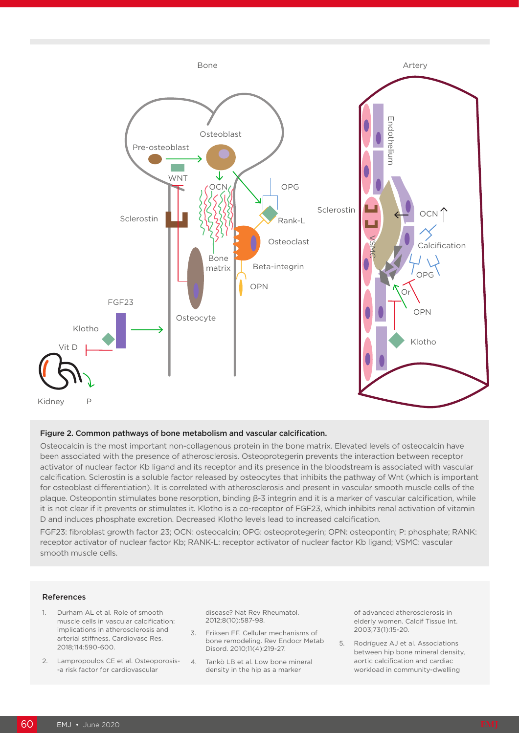**Figure 2. Common pathways of bone metabolism and vascular calcification.**

Osteocalcin is the most important non-collagenous protein in the bone matrix. Elevated levels of osteocalcin have been associated with the presence of atherosclerosis. Osteoprotegerin prevents the interaction between receptor activator of nuclear factor Kb ligand and its receptor and its presence in the bloodstream is associated with vascular calcification. Sclerostin is a soluble factor released by osteocytes that inhibits the pathway of Wnt (which is important for osteoblast differentiation). It is correlated with atherosclerosis and present in vascular smooth muscle cells of the plaque. Osteopontin stimulates bone resorption, binding β-3 integrin and it is a marker of vascular calcification, while it is not clear if it prevents or stimulates it. Klotho is a co-receptor of FGF23, which inhibits renal activation of vitamin D and induces phosphate excretion. Decreased Klotho levels lead to increased calcification.

FGF23: fibroblast growth factor 23; OCN: osteocalcin; OPG: osteoprotegerin; OPN: osteopontin; P: phosphate; RANK: receptor activator of nuclear factor Kb; RANK-L: receptor activator of nuclear factor Kb ligand; VSMC: vascular smooth muscle cells.

## References

1. Durham AL et al. Role of smooth muscle cells in vascular calcification: implications in atherosclerosis and arterial stiffness. Cardiovasc Res. 2018;114:590-600.
2. Lampropoulos CE et al. Osteoporosis--a risk factor for cardiovascular disease? Nat Rev Rheumatol. 2012;8(10):587-98.
3. Eriksen EF. Cellular mechanisms of bone remodeling. Rev Endocr Metab Disord. 2010;11(4):219-27.
4. Tankò LB et al. Low bone mineral density in the hip as a marker of advanced atherosclerosis in elderly women. Calcif Tissue Int. 2003;73(1):15-20.
5. Rodríguez AJ et al. Associations between hip bone mineral density, aortic calcification and cardiac workload in community-dwelling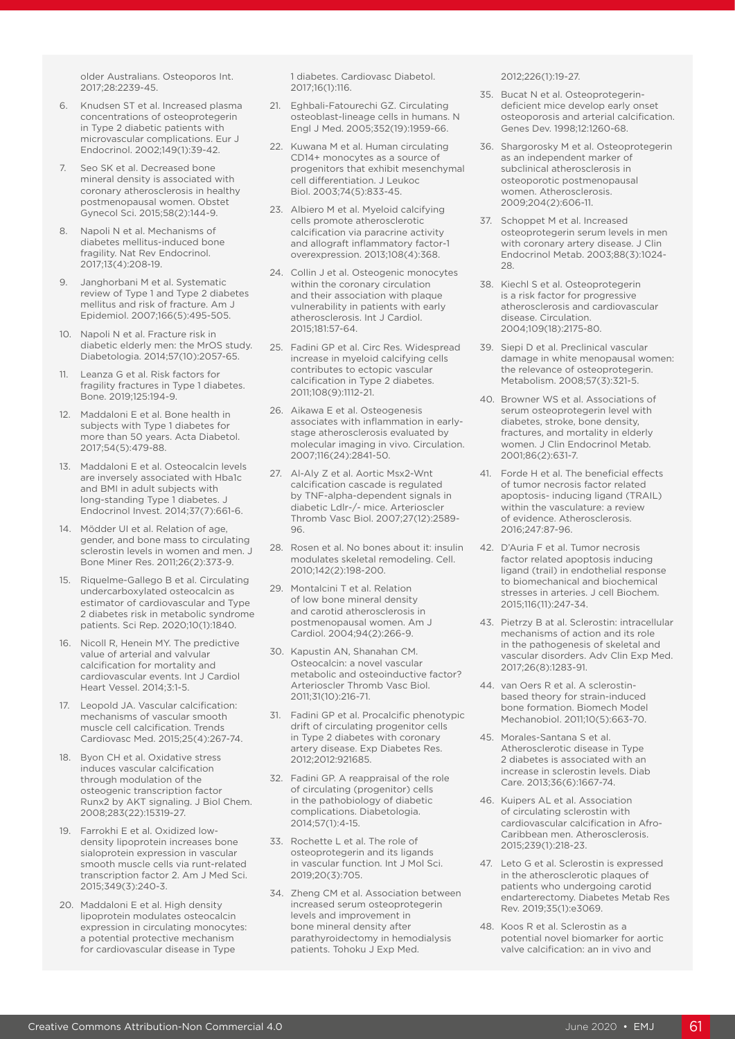older Australians. Osteoporos Int. 2017;28:2239-45.

6. Knudsen ST et al. Increased plasma concentrations of osteoprotegerin in Type 2 diabetic patients with microvascular complications. Eur J Endocrinol. 2002;149(1):39-42.
7. Seo SK et al. Decreased bone mineral density is associated with coronary atherosclerosis in healthy postmenopausal women. Obstet Gynecol Sci. 2015;58(2):144-9.
8. Napoli N et al. Mechanisms of diabetes mellitus-induced bone fragility. Nat Rev Endocrinol. 2017;13(4):208-19.
9. Janghorbani M et al. Systematic review of Type 1 and Type 2 diabetes mellitus and risk of fracture. Am J Epidemiol. 2007;166(5):495-505.
10. Napoli N et al. Fracture risk in diabetic elderly men: the MrOS study. Diabetologia. 2014;57(10):2057-65.
11. Leanza G et al. Risk factors for fragility fractures in Type 1 diabetes. Bone. 2019;125:194-9.
12. Maddaloni E et al. Bone health in subjects with Type 1 diabetes for more than 50 years. Acta Diabetol. 2017;54(5):479-88.
13. Maddaloni E et al. Osteocalcin levels are inversely associated with Hba1c and BMI in adult subjects with long-standing Type 1 diabetes. J Endocrinol Invest. 2014;37(7):661-6.
14. Mödder UI et al. Relation of age, gender, and bone mass to circulating sclerostin levels in women and men. J Bone Miner Res. 2011;26(2):373-9.
15. Riquelme-Gallego B et al. Circulating undercarboxylated osteocalcin as estimator of cardiovascular and Type 2 diabetes risk in metabolic syndrome patients. Sci Rep. 2020;10(1):1840.
16. Nicoll R, Henein MY. The predictive value of arterial and valvular calcification for mortality and cardiovascular events. Int J Cardiol Heart Vessel. 2014;3:1-5.
17. Leopold JA. Vascular calcification: mechanisms of vascular smooth muscle cell calcification. Trends Cardiovasc Med. 2015;25(4):267-74.
18. Byon CH et al. Oxidative stress induces vascular calcification through modulation of the osteogenic transcription factor Runx2 by AKT signaling. J Biol Chem. 2008;283(22):15319-27.
19. Farrokhi E et al. Oxidized low-density lipoprotein increases bone sialoprotein expression in vascular smooth muscle cells via runt-related transcription factor 2. Am J Med Sci. 2015;349(3):240-3.
20. Maddaloni E et al. High density lipoprotein modulates osteocalcin expression in circulating monocytes: a potential protective mechanism for cardiovascular disease in Type 1 diabetes. Cardiovasc Diabetol. 2017;16(1):116.
21. Eghbali-Fatourechi GZ. Circulating osteoblast-lineage cells in humans. N Engl J Med. 2005;352(19):1959-66.
22. Kuwana M et al. Human circulating CD14+ monocytes as a source of progenitors that exhibit mesenchymal cell differentiation. J Leukoc Biol. 2003;74(5):833-45.
23. Albiero M et al. Myeloid calcifying cells promote atherosclerotic calcification via paracrine activity and allograft inflammatory factor-1 overexpression. 2013;108(4):368.
24. Collin J et al. Osteogenic monocytes within the coronary circulation and their association with plaque vulnerability in patients with early atherosclerosis. Int J Cardiol. 2015;181:57-64.
25. Fadini GP et al. Circ Res. Widespread increase in myeloid calcifying cells contributes to ectopic vascular calcification in Type 2 diabetes. 2011;108(9):1112-21.
26. Aikawa E et al. Osteogenesis associates with inflammation in early-stage atherosclerosis evaluated by molecular imaging in vivo. Circulation. 2007;116(24):2841-50.
27. Al-Aly Z et al. Aortic Msx2-Wnt calcification cascade is regulated by TNF-alpha-dependent signals in diabetic Ldlr-/- mice. Arterioscler Thromb Vasc Biol. 2007;27(12):2589-96.
28. Rosen et al. No bones about it: insulin modulates skeletal remodeling. Cell. 2010;142(2):198-200.
29. Montalcini T et al. Relation of low bone mineral density and carotid atherosclerosis in postmenopausal women. Am J Cardiol. 2004;94(2):266-9.
30. Kapustin AN, Shanahan CM. Osteocalcin: a novel vascular metabolic and osteoinductive factor? Arterioscler Thromb Vasc Biol. 2011;31(10):216-71.
31. Fadini GP et al. Procalcific phenotypic drift of circulating progenitor cells in Type 2 diabetes with coronary artery disease. Exp Diabetes Res. 2012;2012:921685.
32. Fadini GP. A reappraisal of the role of circulating (progenitor) cells in the pathobiology of diabetic complications. Diabetologia. 2014;57(1):4-15.
33. Rochette L et al. The role of osteoprotegerin and its ligands in vascular function. Int J Mol Sci. 2019;20(3):705.
34. Zheng CM et al. Association between increased serum osteoprotegerin levels and improvement in bone mineral density after parathyroidectomy in hemodialysis patients. Tohoku J Exp Med. 2012;226(1):19-27.
35. Bucat N et al. Osteoprotegerin-deficient mice develop early onset osteoporosis and arterial calcification. Genes Dev. 1998;12:1260-68.
36. Shargorosky M et al. Osteoprotegerin as an independent marker of subclinical atherosclerosis in osteoporotic postmenopausal women. Atherosclerosis. 2009;204(2):606-11.
37. Schoppet M et al. Increased osteoprotegerin serum levels in men with coronary artery disease. J Clin Endocrinol Metab. 2003;88(3):1024-28.
38. Kiechl S et al. Osteoprotegerin is a risk factor for progressive atherosclerosis and cardiovascular disease. Circulation. 2004;109(18):2175-80.
39. Siepi D et al. Preclinical vascular damage in white menopausal women: the relevance of osteoprotegerin. Metabolism. 2008;57(3):321-5.
40. Browner WS et al. Associations of serum osteoprotegerin level with diabetes, stroke, bone density, fractures, and mortality in elderly women. J Clin Endocrinol Metab. 2001;86(2):631-7.
41. Forde H et al. The beneficial effects of tumor necrosis factor related apoptosis- inducing ligand (TRAIL) within the vasculature: a review of evidence. Atherosclerosis. 2016;247:87-96.
42. D'Auria F et al. Tumor necrosis factor related apoptosis inducing ligand (trail) in endothelial response to biomechanical and biochemical stresses in arteries. J cell Biochem. 2015;116(11):247-34.
43. Pietrzy B at al. Sclerostin: intracellular mechanisms of action and its role in the pathogenesis of skeletal and vascular disorders. Adv Clin Exp Med. 2017;26(8):1283-91.
44. van Oers R et al. A sclerostin-based theory for strain-induced bone formation. Biomech Model Mechanobiol. 2011;10(5):663-70.
45. Morales-Santana S et al. Atherosclerotic disease in Type 2 diabetes is associated with an increase in sclerostin levels. Diab Care. 2013;36(6):1667-74.
46. Kuipers AL et al. Association of circulating sclerostin with cardiovascular calcification in Afro-Caribbean men. Atherosclerosis. 2015;239(1):218-23.
47. Leto G et al. Sclerostin is expressed in the atherosclerotic plaques of patients who undergoing carotid endarterectomy. Diabetes Metab Res Rev. 2019;35(1):e3069.
48. Koos R et al. Sclerostin as a potential novel biomarker for aortic valve calcification: an in vivo and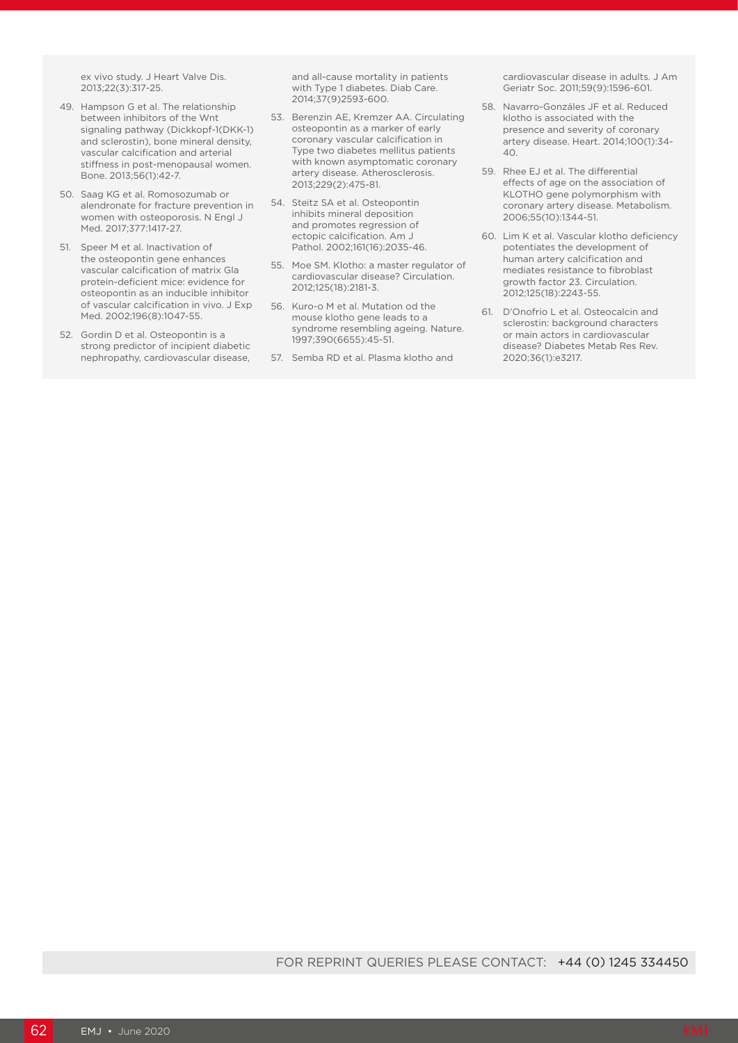ex vivo study. J Heart Valve Dis. 2013;22(3):317-25.

49. Hampson G et al. The relationship between inhibitors of the Wnt signaling pathway (Dickkopf-1(DKK-1) and sclerostin), bone mineral density, vascular calcification and arterial stiffness in post-menopausal women. Bone. 2013;56(1):42-7.
50. Saag KG et al. Romosozumab or alendronate for fracture prevention in women with osteoporosis. N Engl J Med. 2017;377:1417-27.
51. Speer M et al. Inactivation of the osteopontin gene enhances vascular calcification of matrix Gla protein-deficient mice: evidence for osteopontin as an inducible inhibitor of vascular calcification in vivo. J Exp Med. 2002;196(8):1047-55.
52. Gordin D et al. Osteopontin is a strong predictor of incipient diabetic nephropathy, cardiovascular disease, and all-cause mortality in patients with Type 1 diabetes. Diab Care. 2014;37(9)2593-600.
53. Berenzin AE, Kremzer AA. Circulating osteopontin as a marker of early coronary vascular calcification in Type two diabetes mellitus patients with known asymptomatic coronary artery disease. Atherosclerosis. 2013;229(2):475-81.
54. Steitz SA et al. Osteopontin inhibits mineral deposition and promotes regression of ectopic calcification. Am J Pathol. 2002;161(16):2035-46.
55. Moe SM. Klotho: a master regulator of cardiovascular disease? Circulation. 2012;125(18):2181-3.
56. Kuro-o M et al. Mutation od the mouse klotho gene leads to a syndrome resembling ageing. Nature. 1997;390(6655):45-51.
57. Semba RD et al. Plasma klotho and cardiovascular disease in adults. J Am Geriatr Soc. 2011;59(9):1596-601.
58. Navarro-Gonzáles JF et al. Reduced klotho is associated with the presence and severity of coronary artery disease. Heart. 2014;100(1):34-40.
59. Rhee EJ et al. The differential effects of age on the association of KLOTHO gene polymorphism with coronary artery disease. Metabolism. 2006;55(10):1344-51.
60. Lim K et al. Vascular klotho deficiency potentiates the development of human artery calcification and mediates resistance to fibroblast growth factor 23. Circulation. 2012;125(18):2243-55.
61. D'Onofrio L et al. Osteocalcin and sclerostin: background characters or main actors in cardiovascular disease? Diabetes Metab Res Rev. 2020;36(1):e3217.

FOR REPRINT QUERIES PLEASE CONTACT: +44 (0) 1245 334450